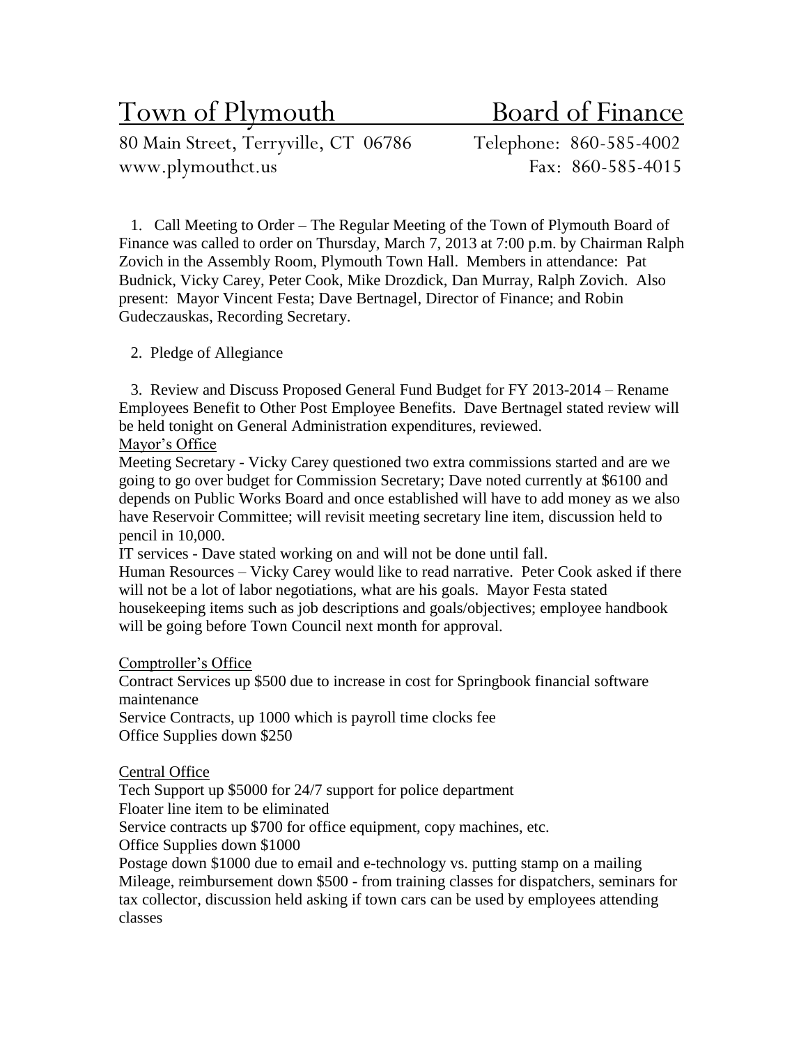# Town of Plymouth Board of Finance

80 Main Street, Terryville, CT 06786 Telephone: 860-585-4002
www.plymouthct.us Fax: 860-585-4015

1. Call Meeting to Order – The Regular Meeting of the Town of Plymouth Board of Finance was called to order on Thursday, March 7, 2013 at 7:00 p.m. by Chairman Ralph Zovich in the Assembly Room, Plymouth Town Hall. Members in attendance: Pat Budnick, Vicky Carey, Peter Cook, Mike Drozdick, Dan Murray, Ralph Zovich. Also present: Mayor Vincent Festa; Dave Bertnagel, Director of Finance; and Robin Gudeczauskas, Recording Secretary.

2. Pledge of Allegiance

3. Review and Discuss Proposed General Fund Budget for FY 2013-2014 – Rename Employees Benefit to Other Post Employee Benefits. Dave Bertnagel stated review will be held tonight on General Administration expenditures, reviewed.

<u>Mayor's Office</u>

Meeting Secretary - Vicky Carey questioned two extra commissions started and are we going to go over budget for Commission Secretary; Dave noted currently at $6100 and depends on Public Works Board and once established will have to add money as we also have Reservoir Committee; will revisit meeting secretary line item, discussion held to pencil in 10,000.

IT services - Dave stated working on and will not be done until fall.

Human Resources – Vicky Carey would like to read narrative. Peter Cook asked if there will not be a lot of labor negotiations, what are his goals. Mayor Festa stated housekeeping items such as job descriptions and goals/objectives; employee handbook will be going before Town Council next month for approval.

<u>Comptroller's Office</u>

Contract Services up $500 due to increase in cost for Springbook financial software maintenance

Service Contracts, up 1000 which is payroll time clocks fee

Office Supplies down $250

<u>Central Office</u>

Tech Support up $5000 for 24/7 support for police department

Floater line item to be eliminated

Service contracts up $700 for office equipment, copy machines, etc.

Office Supplies down $1000

Postage down $1000 due to email and e-technology vs. putting stamp on a mailing

Mileage, reimbursement down $500 - from training classes for dispatchers, seminars for tax collector, discussion held asking if town cars can be used by employees attending classes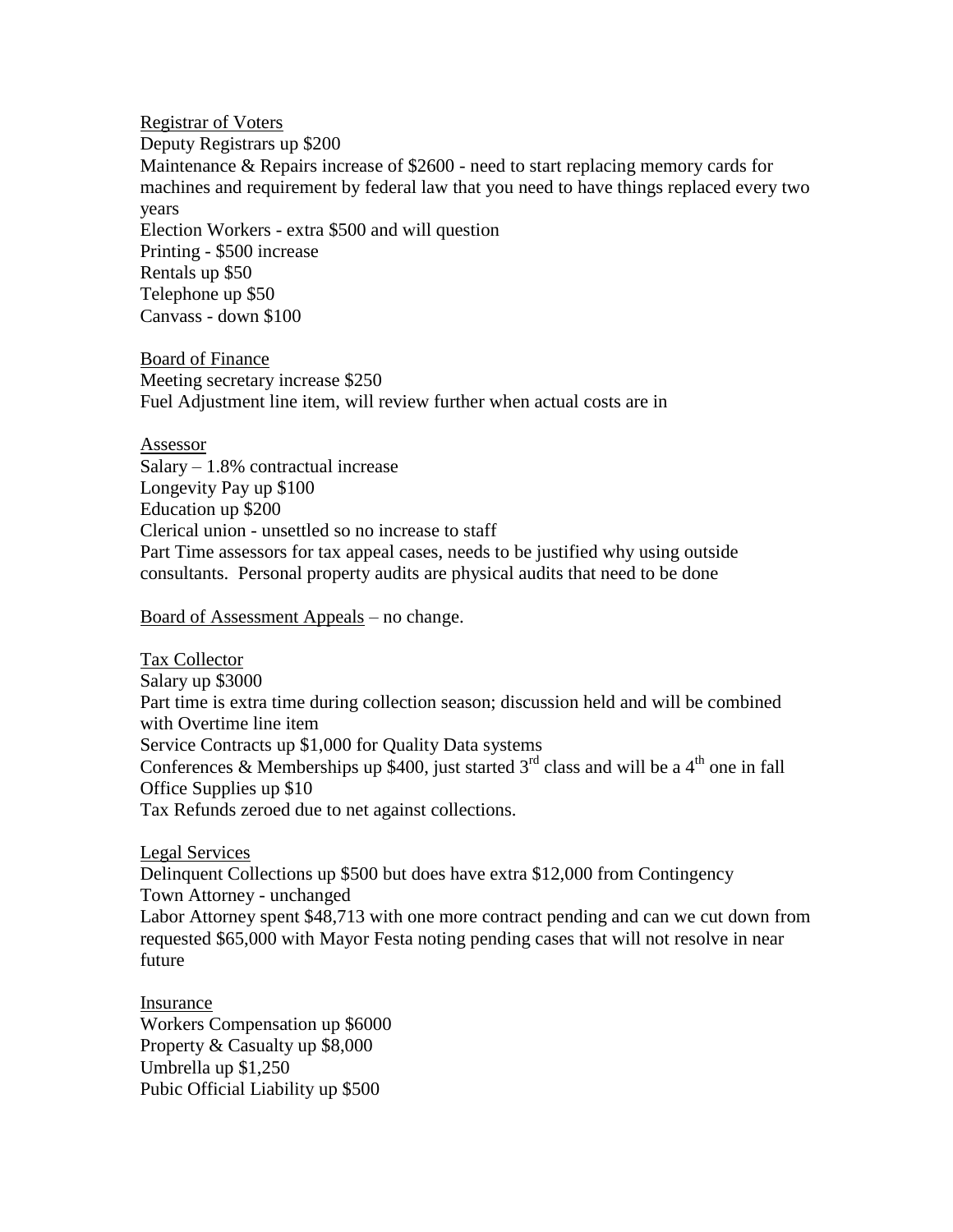<u>Registrar of Voters</u>
Deputy Registrars up $200
Maintenance & Repairs increase of $2600 - need to start replacing memory cards for machines and requirement by federal law that you need to have things replaced every two years
Election Workers - extra $500 and will question
Printing - $500 increase
Rentals up $50
Telephone up $50
Canvass - down $100

<u>Board of Finance</u>
Meeting secretary increase $250
Fuel Adjustment line item, will review further when actual costs are in

<u>Assessor</u>
Salary – 1.8% contractual increase
Longevity Pay up $100
Education up $200
Clerical union - unsettled so no increase to staff
Part Time assessors for tax appeal cases, needs to be justified why using outside consultants. Personal property audits are physical audits that need to be done

<u>Board of Assessment Appeals</u> – no change.

<u>Tax Collector</u>
Salary up $3000
Part time is extra time during collection season; discussion held and will be combined with Overtime line item
Service Contracts up $1,000 for Quality Data systems
Conferences & Memberships up $400, just started 3rd class and will be a 4th one in fall
Office Supplies up $10
Tax Refunds zeroed due to net against collections.

<u>Legal Services</u>
Delinquent Collections up $500 but does have extra $12,000 from Contingency
Town Attorney - unchanged
Labor Attorney spent $48,713 with one more contract pending and can we cut down from requested $65,000 with Mayor Festa noting pending cases that will not resolve in near future

<u>Insurance</u>
Workers Compensation up $6000
Property & Casualty up $8,000
Umbrella up $1,250
Pubic Official Liability up $500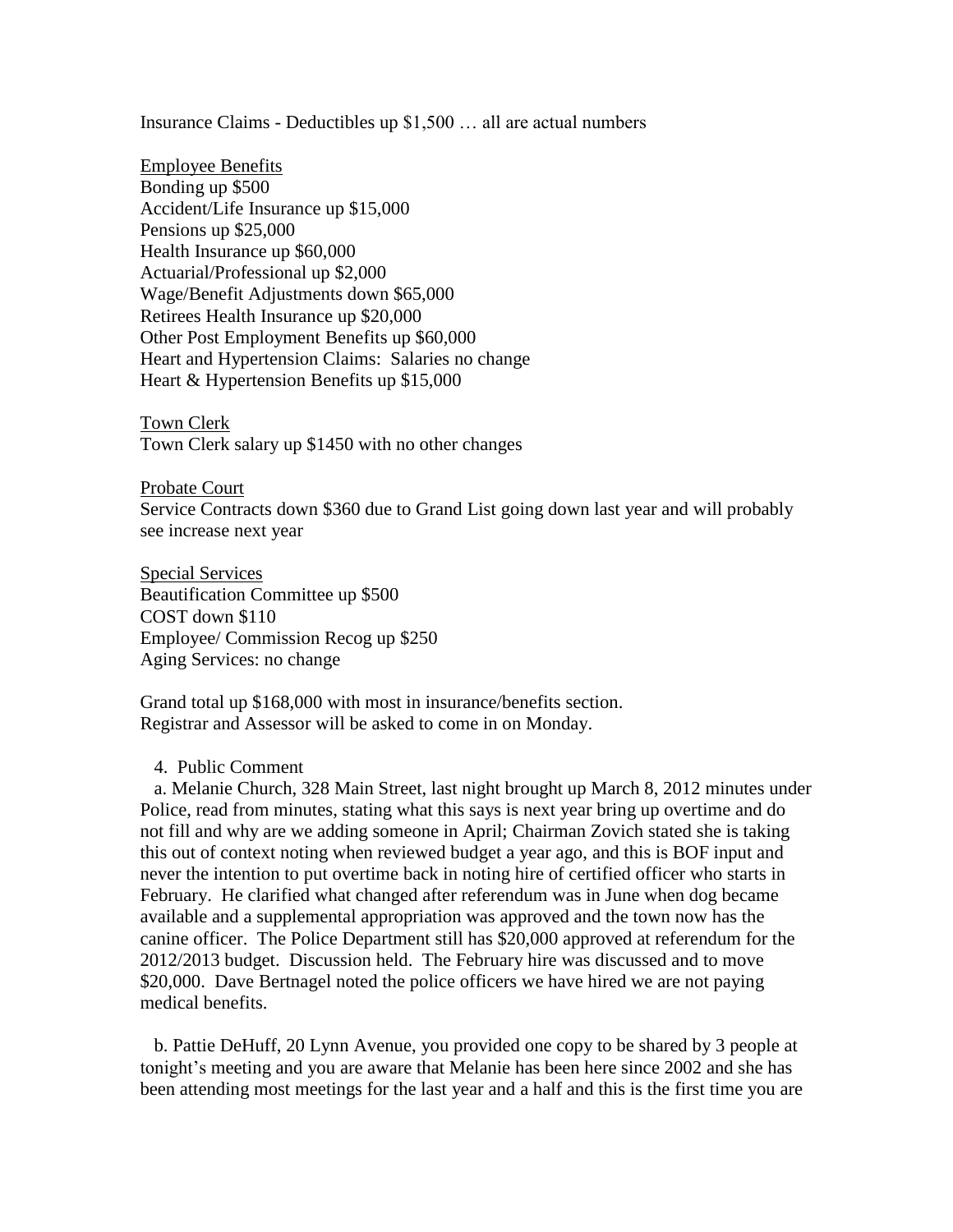Insurance Claims - Deductibles up $1,500 … all are actual numbers

Employee Benefits

Bonding up $500
Accident/Life Insurance up $15,000
Pensions up $25,000
Health Insurance up $60,000
Actuarial/Professional up $2,000
Wage/Benefit Adjustments down $65,000
Retirees Health Insurance up $20,000
Other Post Employment Benefits up $60,000
Heart and Hypertension Claims: Salaries no change
Heart & Hypertension Benefits up $15,000

Town Clerk

Town Clerk salary up $1450 with no other changes

Probate Court

Service Contracts down $360 due to Grand List going down last year and will probably see increase next year

Special Services

Beautification Committee up $500
COST down $110
Employee/ Commission Recog up $250
Aging Services: no change

Grand total up $168,000 with most in insurance/benefits section.
Registrar and Assessor will be asked to come in on Monday.

4. Public Comment

a. Melanie Church, 328 Main Street, last night brought up March 8, 2012 minutes under Police, read from minutes, stating what this says is next year bring up overtime and do not fill and why are we adding someone in April; Chairman Zovich stated she is taking this out of context noting when reviewed budget a year ago, and this is BOF input and never the intention to put overtime back in noting hire of certified officer who starts in February. He clarified what changed after referendum was in June when dog became available and a supplemental appropriation was approved and the town now has the canine officer. The Police Department still has $20,000 approved at referendum for the 2012/2013 budget. Discussion held. The February hire was discussed and to move $20,000. Dave Bertnagel noted the police officers we have hired we are not paying medical benefits.

b. Pattie DeHuff, 20 Lynn Avenue, you provided one copy to be shared by 3 people at tonight's meeting and you are aware that Melanie has been here since 2002 and she has been attending most meetings for the last year and a half and this is the first time you are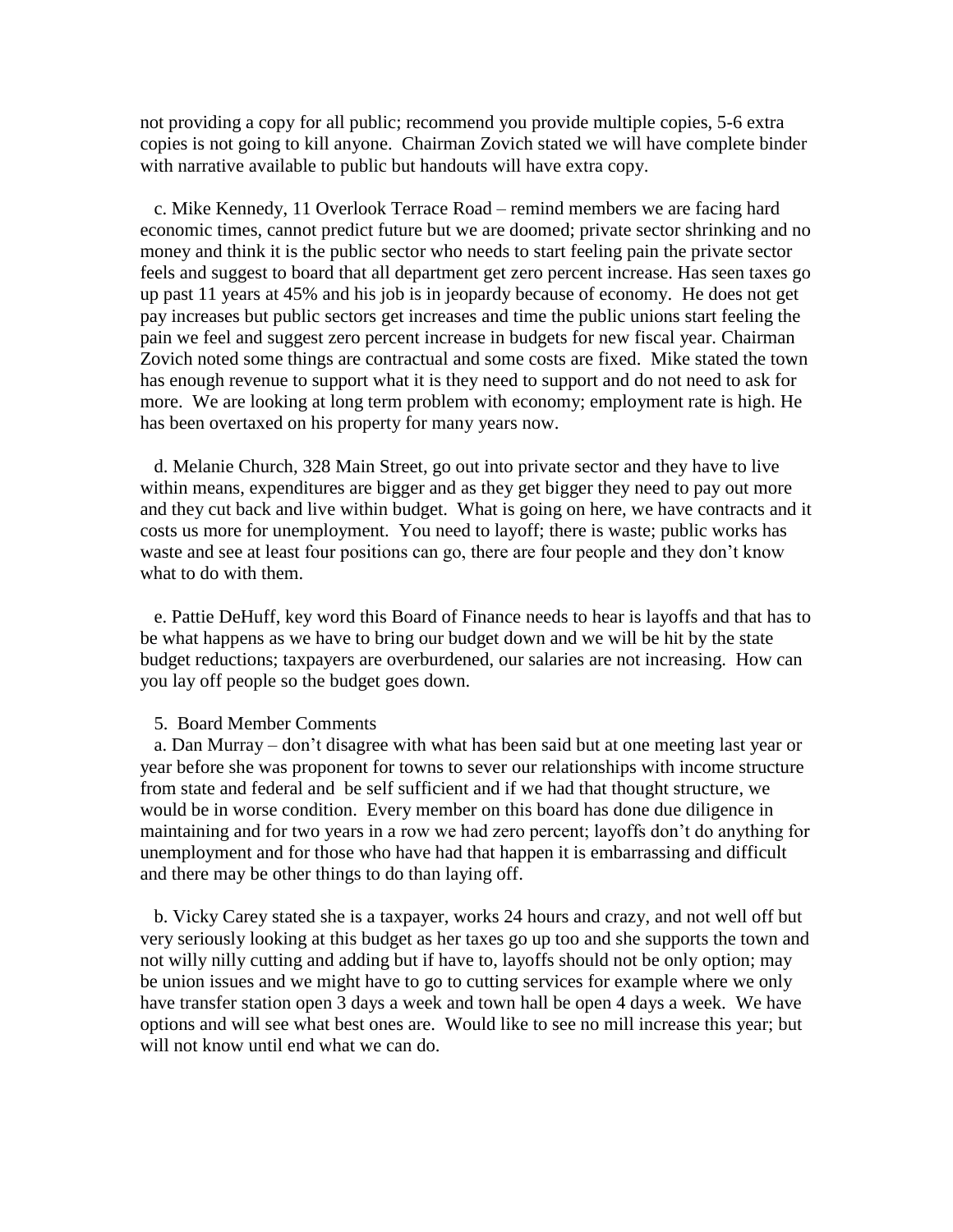not providing a copy for all public; recommend you provide multiple copies, 5-6 extra copies is not going to kill anyone. Chairman Zovich stated we will have complete binder with narrative available to public but handouts will have extra copy.

c. Mike Kennedy, 11 Overlook Terrace Road – remind members we are facing hard economic times, cannot predict future but we are doomed; private sector shrinking and no money and think it is the public sector who needs to start feeling pain the private sector feels and suggest to board that all department get zero percent increase. Has seen taxes go up past 11 years at 45% and his job is in jeopardy because of economy. He does not get pay increases but public sectors get increases and time the public unions start feeling the pain we feel and suggest zero percent increase in budgets for new fiscal year. Chairman Zovich noted some things are contractual and some costs are fixed. Mike stated the town has enough revenue to support what it is they need to support and do not need to ask for more. We are looking at long term problem with economy; employment rate is high. He has been overtaxed on his property for many years now.

d. Melanie Church, 328 Main Street, go out into private sector and they have to live within means, expenditures are bigger and as they get bigger they need to pay out more and they cut back and live within budget. What is going on here, we have contracts and it costs us more for unemployment. You need to layoff; there is waste; public works has waste and see at least four positions can go, there are four people and they don't know what to do with them.

e. Pattie DeHuff, key word this Board of Finance needs to hear is layoffs and that has to be what happens as we have to bring our budget down and we will be hit by the state budget reductions; taxpayers are overburdened, our salaries are not increasing. How can you lay off people so the budget goes down.

5. Board Member Comments

a. Dan Murray – don't disagree with what has been said but at one meeting last year or year before she was proponent for towns to sever our relationships with income structure from state and federal and be self sufficient and if we had that thought structure, we would be in worse condition. Every member on this board has done due diligence in maintaining and for two years in a row we had zero percent; layoffs don't do anything for unemployment and for those who have had that happen it is embarrassing and difficult and there may be other things to do than laying off.

b. Vicky Carey stated she is a taxpayer, works 24 hours and crazy, and not well off but very seriously looking at this budget as her taxes go up too and she supports the town and not willy nilly cutting and adding but if have to, layoffs should not be only option; may be union issues and we might have to go to cutting services for example where we only have transfer station open 3 days a week and town hall be open 4 days a week. We have options and will see what best ones are. Would like to see no mill increase this year; but will not know until end what we can do.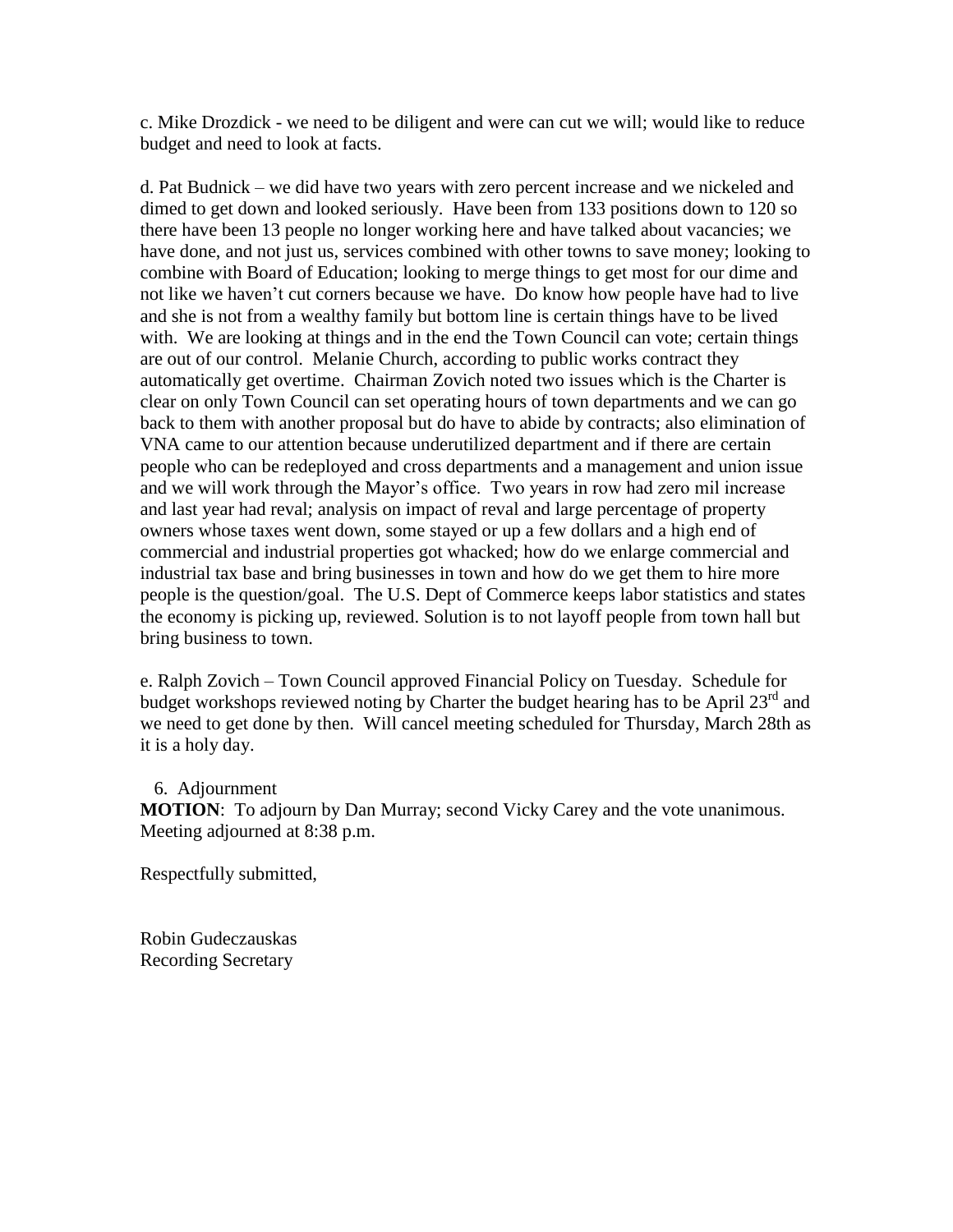c. Mike Drozdick - we need to be diligent and were can cut we will; would like to reduce budget and need to look at facts.

d. Pat Budnick – we did have two years with zero percent increase and we nickeled and dimed to get down and looked seriously. Have been from 133 positions down to 120 so there have been 13 people no longer working here and have talked about vacancies; we have done, and not just us, services combined with other towns to save money; looking to combine with Board of Education; looking to merge things to get most for our dime and not like we haven't cut corners because we have. Do know how people have had to live and she is not from a wealthy family but bottom line is certain things have to be lived with. We are looking at things and in the end the Town Council can vote; certain things are out of our control. Melanie Church, according to public works contract they automatically get overtime. Chairman Zovich noted two issues which is the Charter is clear on only Town Council can set operating hours of town departments and we can go back to them with another proposal but do have to abide by contracts; also elimination of VNA came to our attention because underutilized department and if there are certain people who can be redeployed and cross departments and a management and union issue and we will work through the Mayor's office. Two years in row had zero mil increase and last year had reval; analysis on impact of reval and large percentage of property owners whose taxes went down, some stayed or up a few dollars and a high end of commercial and industrial properties got whacked; how do we enlarge commercial and industrial tax base and bring businesses in town and how do we get them to hire more people is the question/goal. The U.S. Dept of Commerce keeps labor statistics and states the economy is picking up, reviewed. Solution is to not layoff people from town hall but bring business to town.

e. Ralph Zovich – Town Council approved Financial Policy on Tuesday. Schedule for budget workshops reviewed noting by Charter the budget hearing has to be April 23rd and we need to get done by then. Will cancel meeting scheduled for Thursday, March 28th as it is a holy day.

6. Adjournment

**MOTION**: To adjourn by Dan Murray; second Vicky Carey and the vote unanimous. Meeting adjourned at 8:38 p.m.

Respectfully submitted,

Robin Gudeczauskas
Recording Secretary